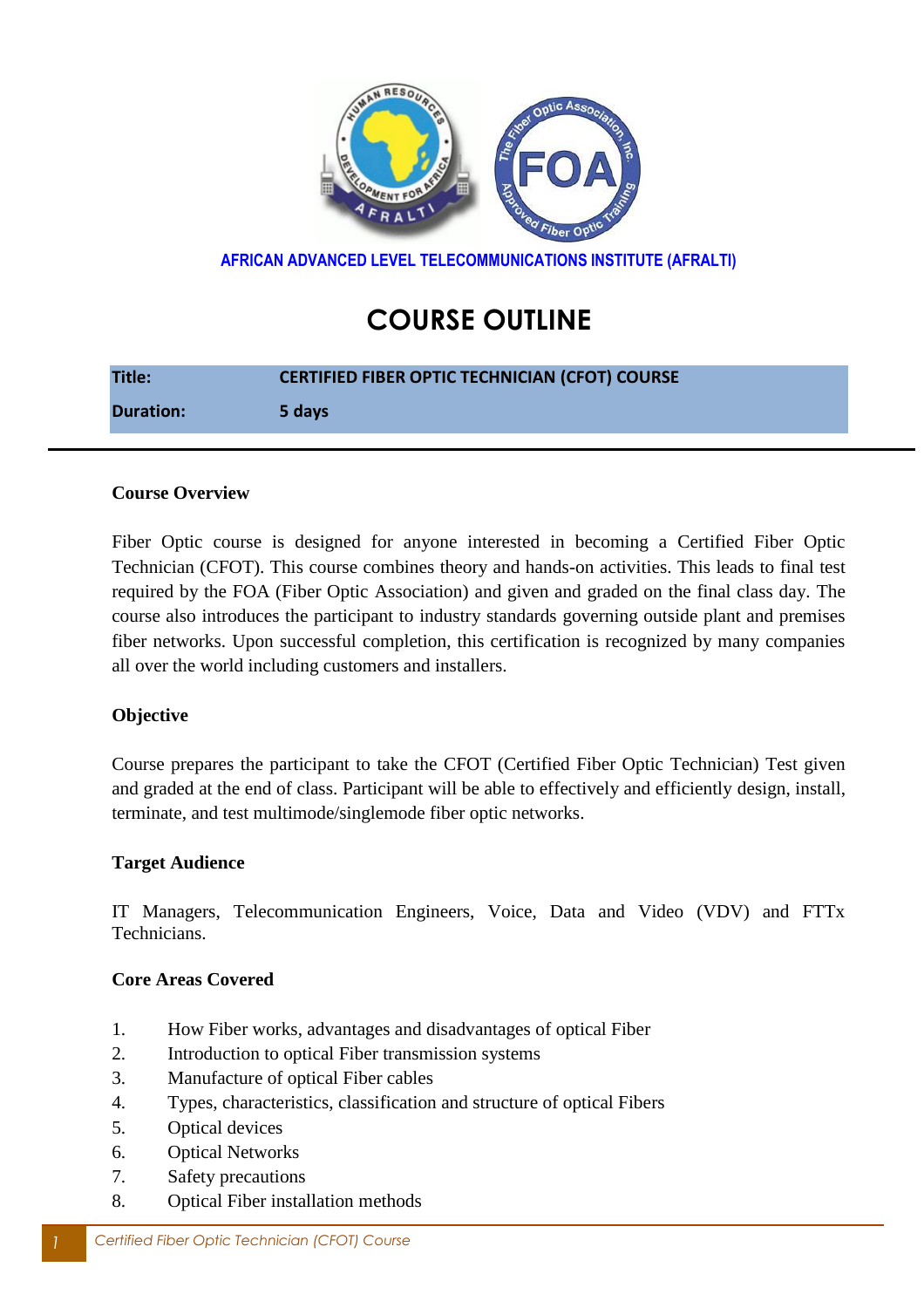**AFRICAN ADVANCED LEVEL TELECOMMUNICATIONS INSTITUTE (AFRALTI)**

# COURSE OUTLINE

| | |
|---|---|
| **Title:** | **CERTIFIED FIBER OPTIC TECHNICIAN (CFOT) COURSE** |
| **Duration:** | **5 days** |

## Course Overview

Fiber Optic course is designed for anyone interested in becoming a Certified Fiber Optic Technician (CFOT). This course combines theory and hands-on activities. This leads to final test required by the FOA (Fiber Optic Association) and given and graded on the final class day. The course also introduces the participant to industry standards governing outside plant and premises fiber networks. Upon successful completion, this certification is recognized by many companies all over the world including customers and installers.

## Objective

Course prepares the participant to take the CFOT (Certified Fiber Optic Technician) Test given and graded at the end of class. Participant will be able to effectively and efficiently design, install, terminate, and test multimode/singlemode fiber optic networks.

## Target Audience

IT Managers, Telecommunication Engineers, Voice, Data and Video (VDV) and FTTx Technicians.

## Core Areas Covered

1. How Fiber works, advantages and disadvantages of optical Fiber
2. Introduction to optical Fiber transmission systems
3. Manufacture of optical Fiber cables
4. Types, characteristics, classification and structure of optical Fibers
5. Optical devices
6. Optical Networks
7. Safety precautions
8. Optical Fiber installation methods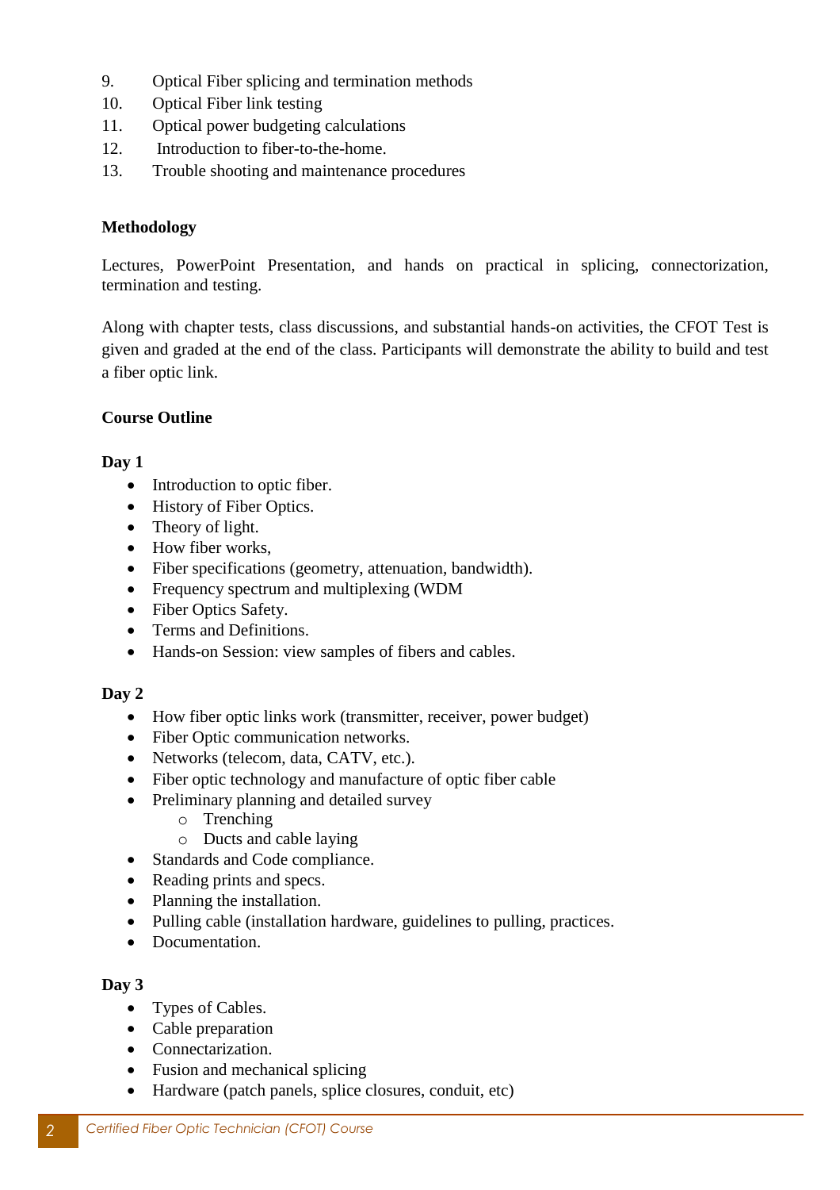9. Optical Fiber splicing and termination methods
10. Optical Fiber link testing
11. Optical power budgeting calculations
12. Introduction to fiber-to-the-home.
13. Trouble shooting and maintenance procedures

**Methodology**

Lectures, PowerPoint Presentation, and hands on practical in splicing, connectorization, termination and testing.

Along with chapter tests, class discussions, and substantial hands-on activities, the CFOT Test is given and graded at the end of the class. Participants will demonstrate the ability to build and test a fiber optic link.

**Course Outline**

**Day 1**

- Introduction to optic fiber.
- History of Fiber Optics.
- Theory of light.
- How fiber works,
- Fiber specifications (geometry, attenuation, bandwidth).
- Frequency spectrum and multiplexing (WDM
- Fiber Optics Safety.
- Terms and Definitions.
- Hands-on Session: view samples of fibers and cables.

**Day 2**

- How fiber optic links work (transmitter, receiver, power budget)
- Fiber Optic communication networks.
- Networks (telecom, data, CATV, etc.).
- Fiber optic technology and manufacture of optic fiber cable
- Preliminary planning and detailed survey
    - Trenching
    - Ducts and cable laying
- Standards and Code compliance.
- Reading prints and specs.
- Planning the installation.
- Pulling cable (installation hardware, guidelines to pulling, practices.
- Documentation.

**Day 3**

- Types of Cables.
- Cable preparation
- Connectarization.
- Fusion and mechanical splicing
- Hardware (patch panels, splice closures, conduit, etc)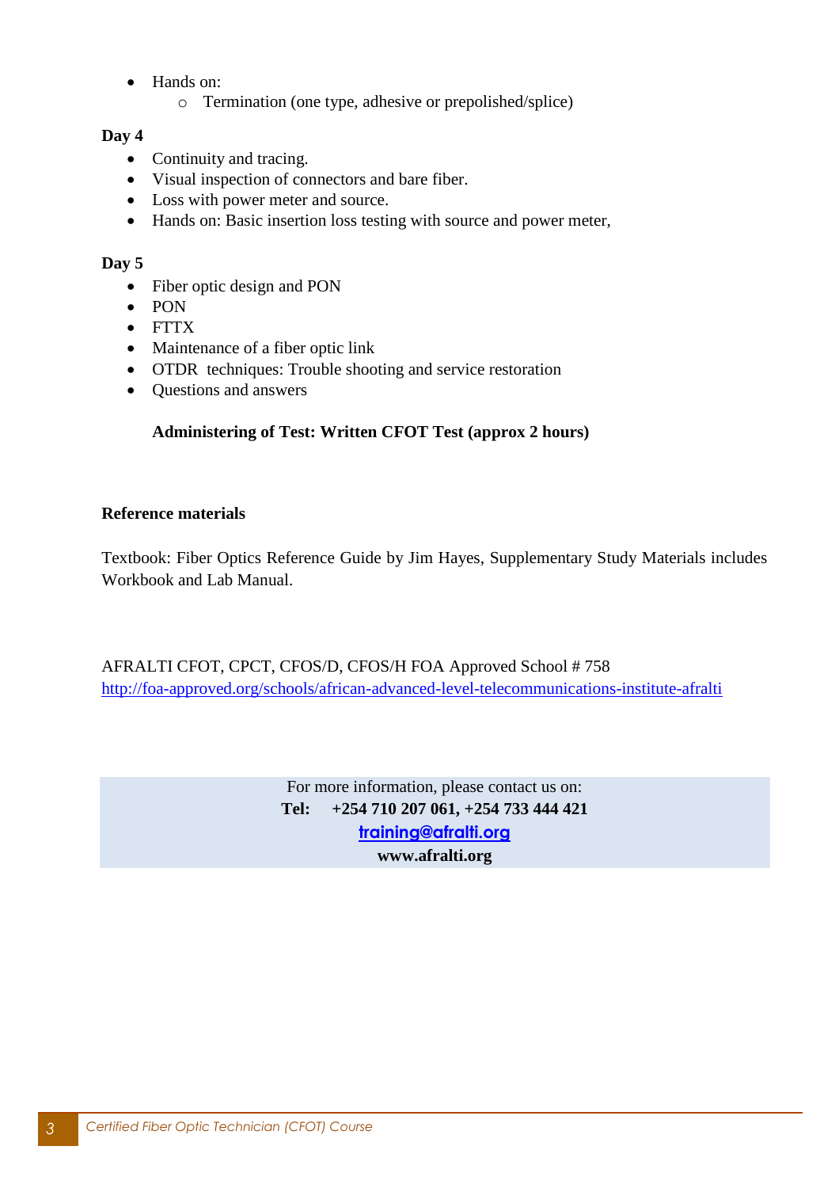- Hands on:
  - Termination (one type, adhesive or prepolished/splice)

**Day 4**

- Continuity and tracing.
- Visual inspection of connectors and bare fiber.
- Loss with power meter and source.
- Hands on: Basic insertion loss testing with source and power meter,

**Day 5**

- Fiber optic design and PON
- PON
- FTTX
- Maintenance of a fiber optic link
- OTDR techniques: Trouble shooting and service restoration
- Questions and answers

**Administering of Test: Written CFOT Test (approx 2 hours)**

**Reference materials**

Textbook: Fiber Optics Reference Guide by Jim Hayes, Supplementary Study Materials includes Workbook and Lab Manual.

AFRALTI CFOT, CPCT, CFOS/D, CFOS/H FOA Approved School # 758
http://foa-approved.org/schools/african-advanced-level-telecommunications-institute-afralti

For more information, please contact us on:
**Tel: +254 710 207 061, +254 733 444 421**
**training@afralti.org**
**www.afralti.org**